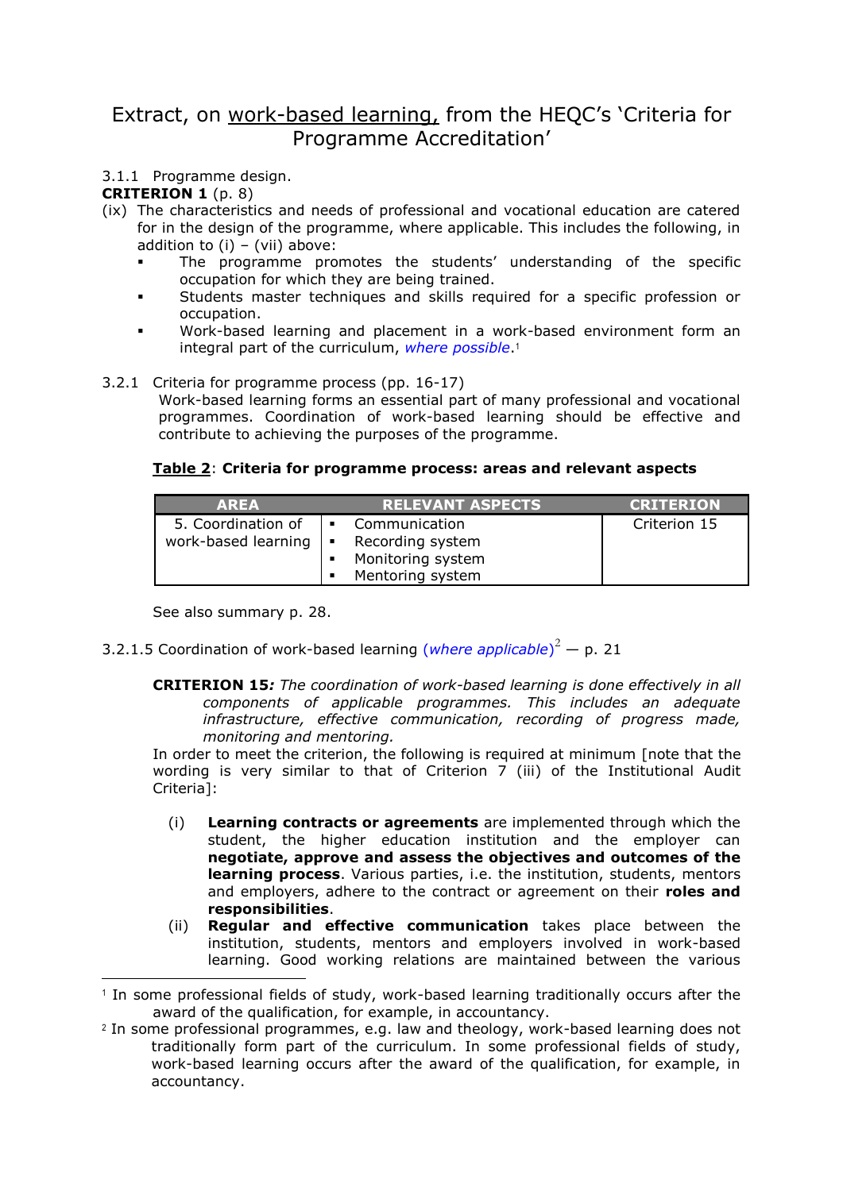# Extract, on <u>work-based learning,</u> from the HEQC's 'Criteria for Programme Accreditation'

3.1.1 Programme design.

**CRITERION 1** (p. 8)

(ix) The characteristics and needs of professional and vocational education are catered for in the design of the programme, where applicable. This includes the following, in addition to (i) – (vii) above:

- The programme promotes the students' understanding of the specific occupation for which they are being trained.
- Students master techniques and skills required for a specific profession or occupation.
- Work-based learning and placement in a work-based environment form an integral part of the curriculum, *where possible*.[1]

3.2.1 Criteria for programme process (pp. 16-17)

Work-based learning forms an essential part of many professional and vocational programmes. Coordination of work-based learning should be effective and contribute to achieving the purposes of the programme.

**<u>Table 2</u>: Criteria for programme process: areas and relevant aspects**

| AREA | RELEVANT ASPECTS | CRITERION |
|---|---|---|
| 5. Coordination of work-based learning | ▪ Communication<br>▪ Recording system<br>▪ Monitoring system<br>▪ Mentoring system | Criterion 15 |

See also summary p. 28.

3.2.1.5 Coordination of work-based learning (*where applicable*)[2] — p. 21

**CRITERION 15*:*** *The coordination of work-based learning is done effectively in all components of applicable programmes. This includes an adequate infrastructure, effective communication, recording of progress made, monitoring and mentoring.*

In order to meet the criterion, the following is required at minimum [note that the wording is very similar to that of Criterion 7 (iii) of the Institutional Audit Criteria]:

(i) **Learning contracts or agreements** are implemented through which the student, the higher education institution and the employer can **negotiate, approve and assess the objectives and outcomes of the learning process**. Various parties, i.e. the institution, students, mentors and employers, adhere to the contract or agreement on their **roles and responsibilities**.

(ii) **Regular and effective communication** takes place between the institution, students, mentors and employers involved in work-based learning. Good working relations are maintained between the various

---

[1] In some professional fields of study, work-based learning traditionally occurs after the award of the qualification, for example, in accountancy.

[2] In some professional programmes, e.g. law and theology, work-based learning does not traditionally form part of the curriculum. In some professional fields of study, work-based learning occurs after the award of the qualification, for example, in accountancy.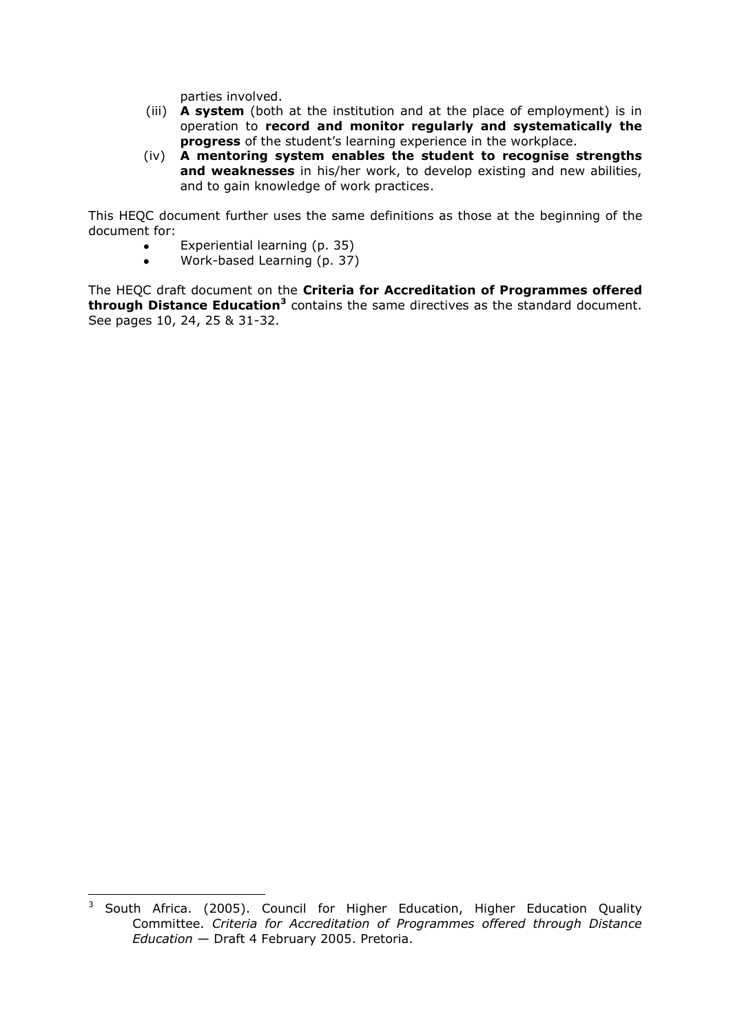parties involved.

(iii) **A system** (both at the institution and at the place of employment) is in operation to **record and monitor regularly and systematically the progress** of the student's learning experience in the workplace.

(iv) **A mentoring system enables the student to recognise strengths and weaknesses** in his/her work, to develop existing and new abilities, and to gain knowledge of work practices.

This HEQC document further uses the same definitions as those at the beginning of the document for:

- Experiential learning (p. 35)
- Work-based Learning (p. 37)

The HEQC draft document on the **Criteria for Accreditation of Programmes offered through Distance Education**[3] contains the same directives as the standard document. See pages 10, 24, 25 & 31-32.

---

[3] South Africa. (2005). Council for Higher Education, Higher Education Quality Committee. *Criteria for Accreditation of Programmes offered through Distance Education* — Draft 4 February 2005. Pretoria.